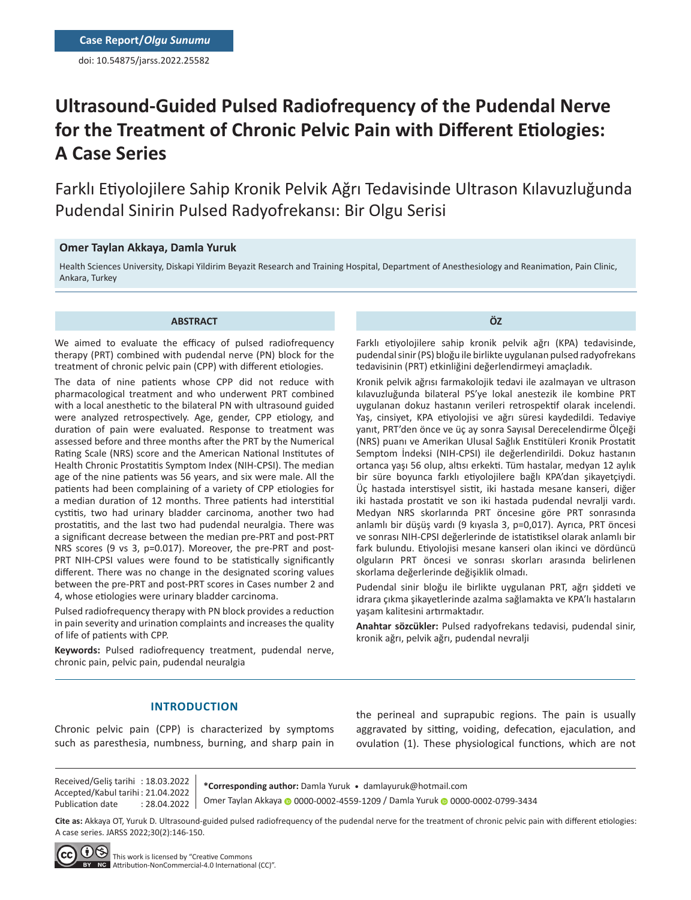Case Report/*Olgu Sunumu*

doi: 10.54875/jarss.2022.25582

# Ultrasound-Guided Pulsed Radiofrequency of the Pudendal Nerve for the Treatment of Chronic Pelvic Pain with Different Etiologies: A Case Series

## Farklı Etiyolojilere Sahip Kronik Pelvik Ağrı Tedavisinde Ultrason Kılavuzluğunda Pudendal Sinirin Pulsed Radyofrekansı: Bir Olgu Serisi

**Omer Taylan Akkaya, Damla Yuruk**

Health Sciences University, Diskapi Yildirim Beyazit Research and Training Hospital, Department of Anesthesiology and Reanimation, Pain Clinic, Ankara, Turkey

### ABSTRACT

We aimed to evaluate the efficacy of pulsed radiofrequency therapy (PRT) combined with pudendal nerve (PN) block for the treatment of chronic pelvic pain (CPP) with different etiologies.

The data of nine patients whose CPP did not reduce with pharmacological treatment and who underwent PRT combined with a local anesthetic to the bilateral PN with ultrasound guided were analyzed retrospectively. Age, gender, CPP etiology, and duration of pain were evaluated. Response to treatment was assessed before and three months after the PRT by the Numerical Rating Scale (NRS) score and the American National Institutes of Health Chronic Prostatitis Symptom Index (NIH-CPSI). The median age of the nine patients was 56 years, and six were male. All the patients had been complaining of a variety of CPP etiologies for a median duration of 12 months. Three patients had interstitial cystitis, two had urinary bladder carcinoma, another two had prostatitis, and the last two had pudendal neuralgia. There was a significant decrease between the median pre-PRT and post-PRT NRS scores (9 vs 3, p=0.017). Moreover, the pre-PRT and post-PRT NIH-CPSI values were found to be statistically significantly different. There was no change in the designated scoring values between the pre-PRT and post-PRT scores in Cases number 2 and 4, whose etiologies were urinary bladder carcinoma.

Pulsed radiofrequency therapy with PN block provides a reduction in pain severity and urination complaints and increases the quality of life of patients with CPP.

**Keywords:** Pulsed radiofrequency treatment, pudendal nerve, chronic pain, pelvic pain, pudendal neuralgia

### ÖZ

Farklı etiyolojilere sahip kronik pelvik ağrı (KPA) tedavisinde, pudendal sinir (PS) bloğu ile birlikte uygulanan pulsed radyofrekans tedavisinin (PRT) etkinliğini değerlendirmeyi amaçladık.

Kronik pelvik ağrısı farmakolojik tedavi ile azalmayan ve ultrason kılavuzluğunda bilateral PS'ye lokal anestezik ile kombine PRT uygulanan dokuz hastanın verileri retrospektif olarak incelendi. Yaş, cinsiyet, KPA etiyolojisi ve ağrı süresi kaydedildi. Tedaviye yanıt, PRT'den önce ve üç ay sonra Sayısal Derecelendirme Ölçeği (NRS) puanı ve Amerikan Ulusal Sağlık Enstitüleri Kronik Prostatit Semptom İndeksi (NIH-CPSI) ile değerlendirildi. Dokuz hastanın ortanca yaşı 56 olup, altısı erkekti. Tüm hastalar, medyan 12 aylık bir süre boyunca farklı etiyolojilere bağlı KPA'dan şikayetçiydi. Üç hastada interstisyel sistit, iki hastada mesane kanseri, diğer iki hastada prostatit ve son iki hastada pudendal nevralji vardı. Medyan NRS skorlarında PRT öncesine göre PRT sonrasında anlamlı bir düşüş vardı (9 kıyasla 3, p=0,017). Ayrıca, PRT öncesi ve sonrası NIH-CPSI değerlerinde de istatistiksel olarak anlamlı bir fark bulundu. Etiyolojisi mesane kanseri olan ikinci ve dördüncü olguların PRT öncesi ve sonrası skorları arasında belirlenen skorlama değerlerinde değişiklik olmadı.

Pudendal sinir bloğu ile birlikte uygulanan PRT, ağrı şiddeti ve idrara çıkma şikayetlerinde azalma sağlamakta ve KPA'lı hastaların yaşam kalitesini artırmaktadır.

**Anahtar sözcükler:** Pulsed radyofrekans tedavisi, pudendal sinir, kronik ağrı, pelvik ağrı, pudendal nevralji

## INTRODUCTION

Chronic pelvic pain (CPP) is characterized by symptoms such as paresthesia, numbness, burning, and sharp pain in the perineal and suprapubic regions. The pain is usually aggravated by sitting, voiding, defecation, ejaculation, and ovulation (1). These physiological functions, which are not

Received/Geliş tarihi : 18.03.2022
Accepted/Kabul tarihi : 21.04.2022
Publication date : 28.04.2022

***Corresponding author:** Damla Yuruk • damlayuruk@hotmail.com

Omer Taylan Akkaya 0000-0002-4559-1209 / Damla Yuruk 0000-0002-0799-3434

**Cite as:** Akkaya OT, Yuruk D. Ultrasound-guided pulsed radiofrequency of the pudendal nerve for the treatment of chronic pelvic pain with different etiologies: A case series. JARSS 2022;30(2):146-150.

This work is licensed by "Creative Commons Attribution-NonCommercial-4.0 International (CC)".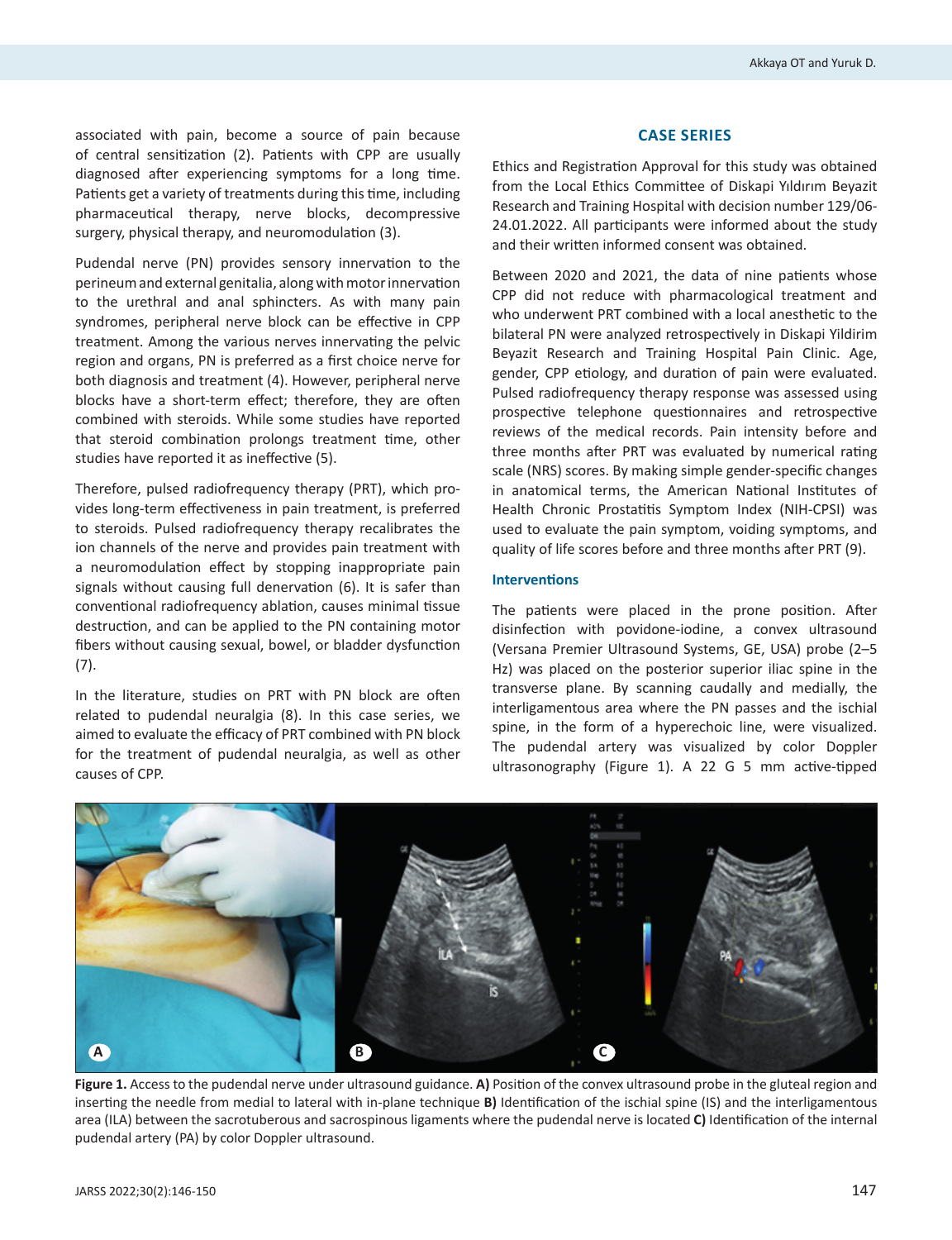associated with pain, become a source of pain because of central sensitization (2). Patients with CPP are usually diagnosed after experiencing symptoms for a long time. Patients get a variety of treatments during this time, including pharmaceutical therapy, nerve blocks, decompressive surgery, physical therapy, and neuromodulation (3).

Pudendal nerve (PN) provides sensory innervation to the perineum and external genitalia, along with motor innervation to the urethral and anal sphincters. As with many pain syndromes, peripheral nerve block can be effective in CPP treatment. Among the various nerves innervating the pelvic region and organs, PN is preferred as a first choice nerve for both diagnosis and treatment (4). However, peripheral nerve blocks have a short-term effect; therefore, they are often combined with steroids. While some studies have reported that steroid combination prolongs treatment time, other studies have reported it as ineffective (5).

Therefore, pulsed radiofrequency therapy (PRT), which provides long-term effectiveness in pain treatment, is preferred to steroids. Pulsed radiofrequency therapy recalibrates the ion channels of the nerve and provides pain treatment with a neuromodulation effect by stopping inappropriate pain signals without causing full denervation (6). It is safer than conventional radiofrequency ablation, causes minimal tissue destruction, and can be applied to the PN containing motor fibers without causing sexual, bowel, or bladder dysfunction (7).

In the literature, studies on PRT with PN block are often related to pudendal neuralgia (8). In this case series, we aimed to evaluate the efficacy of PRT combined with PN block for the treatment of pudendal neuralgia, as well as other causes of CPP.

## CASE SERIES

Ethics and Registration Approval for this study was obtained from the Local Ethics Committee of Diskapi Yıldırım Beyazit Research and Training Hospital with decision number 129/06-24.01.2022. All participants were informed about the study and their written informed consent was obtained.

Between 2020 and 2021, the data of nine patients whose CPP did not reduce with pharmacological treatment and who underwent PRT combined with a local anesthetic to the bilateral PN were analyzed retrospectively in Diskapi Yildirim Beyazit Research and Training Hospital Pain Clinic. Age, gender, CPP etiology, and duration of pain were evaluated. Pulsed radiofrequency therapy response was assessed using prospective telephone questionnaires and retrospective reviews of the medical records. Pain intensity before and three months after PRT was evaluated by numerical rating scale (NRS) scores. By making simple gender-specific changes in anatomical terms, the American National Institutes of Health Chronic Prostatitis Symptom Index (NIH-CPSI) was used to evaluate the pain symptom, voiding symptoms, and quality of life scores before and three months after PRT (9).

### Interventions

The patients were placed in the prone position. After disinfection with povidone-iodine, a convex ultrasound (Versana Premier Ultrasound Systems, GE, USA) probe (2–5 Hz) was placed on the posterior superior iliac spine in the transverse plane. By scanning caudally and medially, the interligamentous area where the PN passes and the ischial spine, in the form of a hyperechoic line, were visualized. The pudendal artery was visualized by color Doppler ultrasonography (Figure 1). A 22 G 5 mm active-tipped

**Figure 1.** Access to the pudendal nerve under ultrasound guidance. **A)** Position of the convex ultrasound probe in the gluteal region and inserting the needle from medial to lateral with in-plane technique **B)** Identification of the ischial spine (IS) and the interligamentous area (ILA) between the sacrotuberous and sacrospinous ligaments where the pudendal nerve is located **C)** Identification of the internal pudendal artery (PA) by color Doppler ultrasound.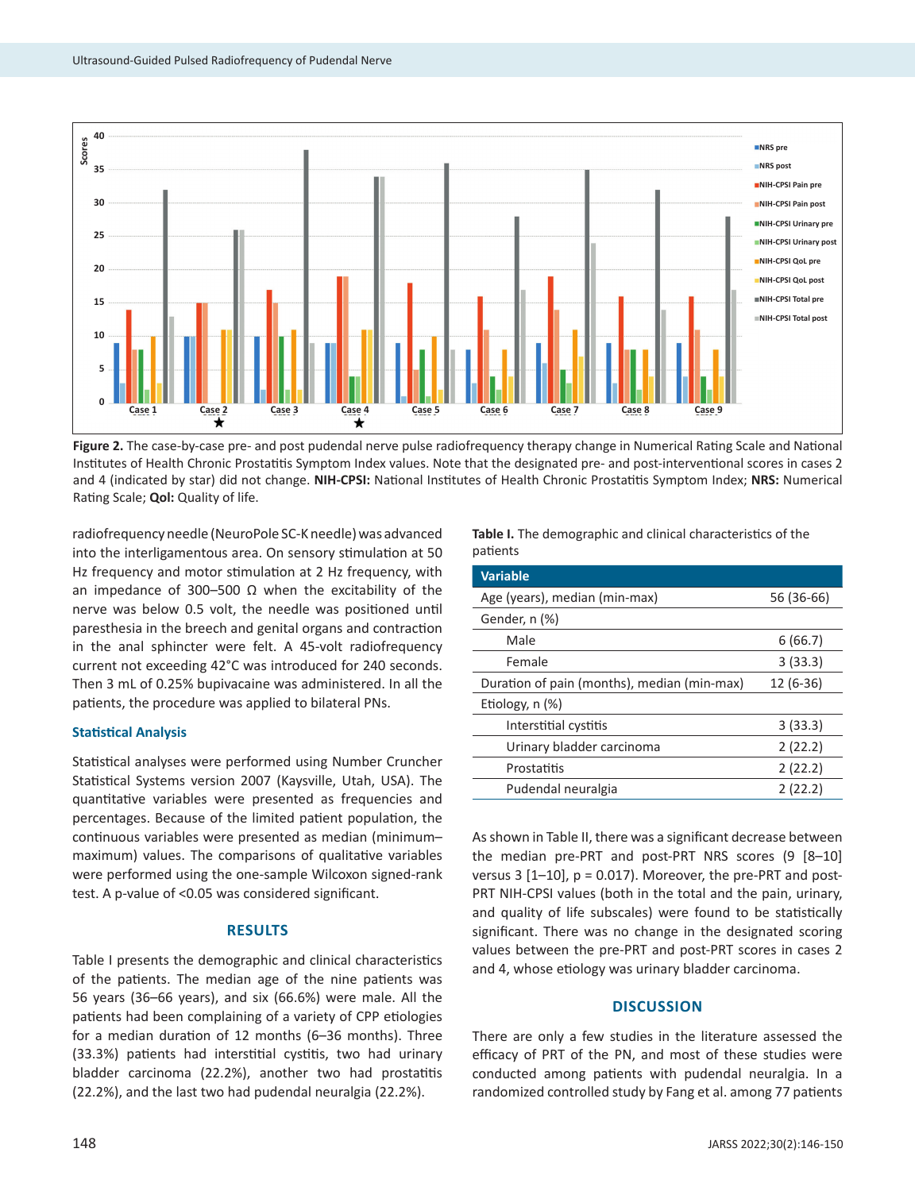**Figure 2.** The case-by-case pre- and post pudendal nerve pulse radiofrequency therapy change in Numerical Rating Scale and National Institutes of Health Chronic Prostatitis Symptom Index values. Note that the designated pre- and post-interventional scores in cases 2 and 4 (indicated by star) did not change. **NIH-CPSI:** National Institutes of Health Chronic Prostatitis Symptom Index; **NRS:** Numerical Rating Scale; **Qol:** Quality of life.

radiofrequency needle (NeuroPole SC-K needle) was advanced into the interligamentous area. On sensory stimulation at 50 Hz frequency and motor stimulation at 2 Hz frequency, with an impedance of 300–500 Ω when the excitability of the nerve was below 0.5 volt, the needle was positioned until paresthesia in the breech and genital organs and contraction in the anal sphincter were felt. A 45-volt radiofrequency current not exceeding 42°C was introduced for 240 seconds. Then 3 mL of 0.25% bupivacaine was administered. In all the patients, the procedure was applied to bilateral PNs.

### Statistical Analysis

Statistical analyses were performed using Number Cruncher Statistical Systems version 2007 (Kaysville, Utah, USA). The quantitative variables were presented as frequencies and percentages. Because of the limited patient population, the continuous variables were presented as median (minimum–maximum) values. The comparisons of qualitative variables were performed using the one-sample Wilcoxon signed-rank test. A p-value of <0.05 was considered significant.

## RESULTS

Table I presents the demographic and clinical characteristics of the patients. The median age of the nine patients was 56 years (36–66 years), and six (66.6%) were male. All the patients had been complaining of a variety of CPP etiologies for a median duration of 12 months (6–36 months). Three (33.3%) patients had interstitial cystitis, two had urinary bladder carcinoma (22.2%), another two had prostatitis (22.2%), and the last two had pudendal neuralgia (22.2%).

**Table I.** The demographic and clinical characteristics of the patients

| Variable | |
|---|---|
| Age (years), median (min-max) | 56 (36-66) |
| Gender, n (%) | |
| Male | 6 (66.7) |
| Female | 3 (33.3) |
| Duration of pain (months), median (min-max) | 12 (6-36) |
| Etiology, n (%) | |
| Interstitial cystitis | 3 (33.3) |
| Urinary bladder carcinoma | 2 (22.2) |
| Prostatitis | 2 (22.2) |
| Pudendal neuralgia | 2 (22.2) |

As shown in Table II, there was a significant decrease between the median pre-PRT and post-PRT NRS scores (9 [8–10] versus 3 [1–10], p = 0.017). Moreover, the pre-PRT and post-PRT NIH-CPSI values (both in the total and the pain, urinary, and quality of life subscales) were found to be statistically significant. There was no change in the designated scoring values between the pre-PRT and post-PRT scores in cases 2 and 4, whose etiology was urinary bladder carcinoma.

## DISCUSSION

There are only a few studies in the literature assessed the efficacy of PRT of the PN, and most of these studies were conducted among patients with pudendal neuralgia. In a randomized controlled study by Fang et al. among 77 patients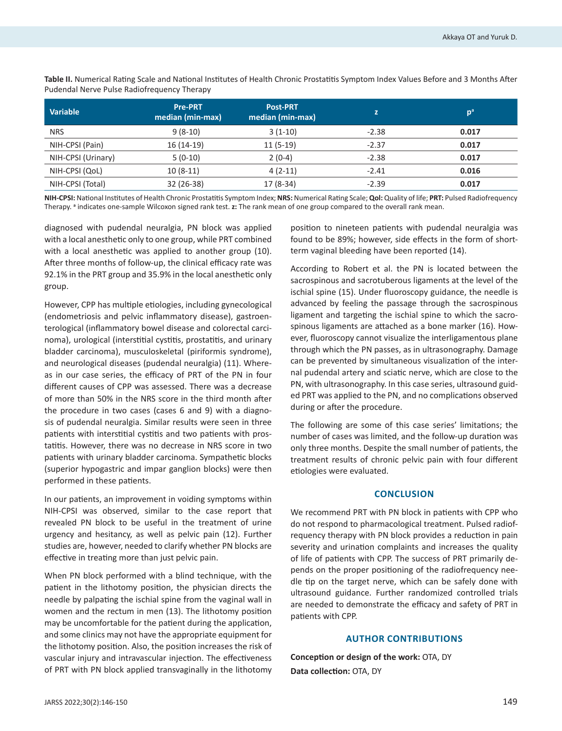**Table II.** Numerical Rating Scale and National Institutes of Health Chronic Prostatitis Symptom Index Values Before and 3 Months After Pudendal Nerve Pulse Radiofrequency Therapy

| Variable | Pre-PRT median (min-max) | Post-PRT median (min-max) | z | p[a] |
|---|---|---|---|---|
| NRS | 9 (8-10) | 3 (1-10) | -2.38 | **0.017** |
| NIH-CPSI (Pain) | 16 (14-19) | 11 (5-19) | -2.37 | **0.017** |
| NIH-CPSI (Urinary) | 5 (0-10) | 2 (0-4) | -2.38 | **0.017** |
| NIH-CPSI (QoL) | 10 (8-11) | 4 (2-11) | -2.41 | **0.016** |
| NIH-CPSI (Total) | 32 (26-38) | 17 (8-34) | -2.39 | **0.017** |

**NIH-CPSI:** National Institutes of Health Chronic Prostatitis Symptom Index; **NRS:** Numerical Rating Scale; **Qol:** Quality of life; **PRT:** Pulsed Radiofrequency Therapy. [a] indicates one-sample Wilcoxon signed rank test. **z:** The rank mean of one group compared to the overall rank mean.

diagnosed with pudendal neuralgia, PN block was applied with a local anesthetic only to one group, while PRT combined with a local anesthetic was applied to another group (10). After three months of follow-up, the clinical efficacy rate was 92.1% in the PRT group and 35.9% in the local anesthetic only group.

However, CPP has multiple etiologies, including gynecological (endometriosis and pelvic inflammatory disease), gastroenterological (inflammatory bowel disease and colorectal carcinoma), urological (interstitial cystitis, prostatitis, and urinary bladder carcinoma), musculoskeletal (piriformis syndrome), and neurological diseases (pudendal neuralgia) (11). Whereas in our case series, the efficacy of PRT of the PN in four different causes of CPP was assessed. There was a decrease of more than 50% in the NRS score in the third month after the procedure in two cases (cases 6 and 9) with a diagnosis of pudendal neuralgia. Similar results were seen in three patients with interstitial cystitis and two patients with prostatitis. However, there was no decrease in NRS score in two patients with urinary bladder carcinoma. Sympathetic blocks (superior hypogastric and impar ganglion blocks) were then performed in these patients.

In our patients, an improvement in voiding symptoms within NIH-CPSI was observed, similar to the case report that revealed PN block to be useful in the treatment of urine urgency and hesitancy, as well as pelvic pain (12). Further studies are, however, needed to clarify whether PN blocks are effective in treating more than just pelvic pain.

When PN block performed with a blind technique, with the patient in the lithotomy position, the physician directs the needle by palpating the ischial spine from the vaginal wall in women and the rectum in men (13). The lithotomy position may be uncomfortable for the patient during the application, and some clinics may not have the appropriate equipment for the lithotomy position. Also, the position increases the risk of vascular injury and intravascular injection. The effectiveness of PRT with PN block applied transvaginally in the lithotomy position to nineteen patients with pudendal neuralgia was found to be 89%; however, side effects in the form of short-term vaginal bleeding have been reported (14).

According to Robert et al. the PN is located between the sacrospinous and sacrotuberous ligaments at the level of the ischial spine (15). Under fluoroscopy guidance, the needle is advanced by feeling the passage through the sacrospinous ligament and targeting the ischial spine to which the sacrospinous ligaments are attached as a bone marker (16). However, fluoroscopy cannot visualize the interligamentous plane through which the PN passes, as in ultrasonography. Damage can be prevented by simultaneous visualization of the internal pudendal artery and sciatic nerve, which are close to the PN, with ultrasonography. In this case series, ultrasound guided PRT was applied to the PN, and no complications observed during or after the procedure.

The following are some of this case series' limitations; the number of cases was limited, and the follow-up duration was only three months. Despite the small number of patients, the treatment results of chronic pelvic pain with four different etiologies were evaluated.

## CONCLUSION

We recommend PRT with PN block in patients with CPP who do not respond to pharmacological treatment. Pulsed radiofrequency therapy with PN block provides a reduction in pain severity and urination complaints and increases the quality of life of patients with CPP. The success of PRT primarily depends on the proper positioning of the radiofrequency needle tip on the target nerve, which can be safely done with ultrasound guidance. Further randomized controlled trials are needed to demonstrate the efficacy and safety of PRT in patients with CPP.

## AUTHOR CONTRIBUTIONS

**Conception or design of the work:** OTA, DY

**Data collection:** OTA, DY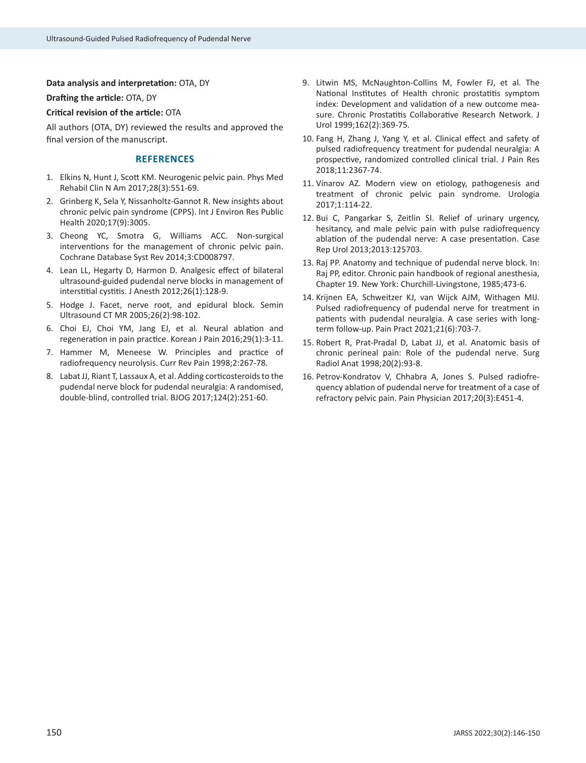**Data analysis and interpretation:** OTA, DY

**Drafting the article:** OTA, DY

**Critical revision of the article:** OTA

All authors (OTA, DY) reviewed the results and approved the final version of the manuscript.

## REFERENCES

1. Elkins N, Hunt J, Scott KM. Neurogenic pelvic pain. Phys Med Rehabil Clin N Am 2017;28(3):551-69.
2. Grinberg K, Sela Y, Nissanholtz-Gannot R. New insights about chronic pelvic pain syndrome (CPPS). Int J Environ Res Public Health 2020;17(9):3005.
3. Cheong YC, Smotra G, Williams ACC. Non-surgical interventions for the management of chronic pelvic pain. Cochrane Database Syst Rev 2014;3:CD008797.
4. Lean LL, Hegarty D, Harmon D. Analgesic effect of bilateral ultrasound-guided pudendal nerve blocks in management of interstitial cystitis. J Anesth 2012;26(1):128-9.
5. Hodge J. Facet, nerve root, and epidural block. Semin Ultrasound CT MR 2005;26(2):98-102.
6. Choi EJ, Choi YM, Jang EJ, et al. Neural ablation and regeneration in pain practice. Korean J Pain 2016;29(1):3-11.
7. Hammer M, Meneese W. Principles and practice of radiofrequency neurolysis. Curr Rev Pain 1998;2:267-78.
8. Labat JJ, Riant T, Lassaux A, et al. Adding corticosteroids to the pudendal nerve block for pudendal neuralgia: A randomised, double-blind, controlled trial. BJOG 2017;124(2):251-60.
9. Litwin MS, McNaughton-Collins M, Fowler FJ, et al. The National Institutes of Health chronic prostatitis symptom index: Development and validation of a new outcome measure. Chronic Prostatitis Collaborative Research Network. J Urol 1999;162(2):369-75.
10. Fang H, Zhang J, Yang Y, et al. Clinical effect and safety of pulsed radiofrequency treatment for pudendal neuralgia: A prospective, randomized controlled clinical trial. J Pain Res 2018;11:2367-74.
11. Vinarov AZ. Modern view on etiology, pathogenesis and treatment of chronic pelvic pain syndrome. Urologia 2017;1:114-22.
12. Bui C, Pangarkar S, Zeitlin SI. Relief of urinary urgency, hesitancy, and male pelvic pain with pulse radiofrequency ablation of the pudendal nerve: A case presentation. Case Rep Urol 2013;2013:125703.
13. Raj PP. Anatomy and technique of pudendal nerve block. In: Raj PP, editor. Chronic pain handbook of regional anesthesia, Chapter 19. New York: Churchill-Livingstone, 1985;473-6.
14. Krijnen EA, Schweitzer KJ, van Wijck AJM, Withagen MIJ. Pulsed radiofrequency of pudendal nerve for treatment in patients with pudendal neuralgia. A case series with long-term follow-up. Pain Pract 2021;21(6):703-7.
15. Robert R, Prat-Pradal D, Labat JJ, et al. Anatomic basis of chronic perineal pain: Role of the pudendal nerve. Surg Radiol Anat 1998;20(2):93-8.
16. Petrov-Kondratov V, Chhabra A, Jones S. Pulsed radiofrequency ablation of pudendal nerve for treatment of a case of refractory pelvic pain. Pain Physician 2017;20(3):E451-4.